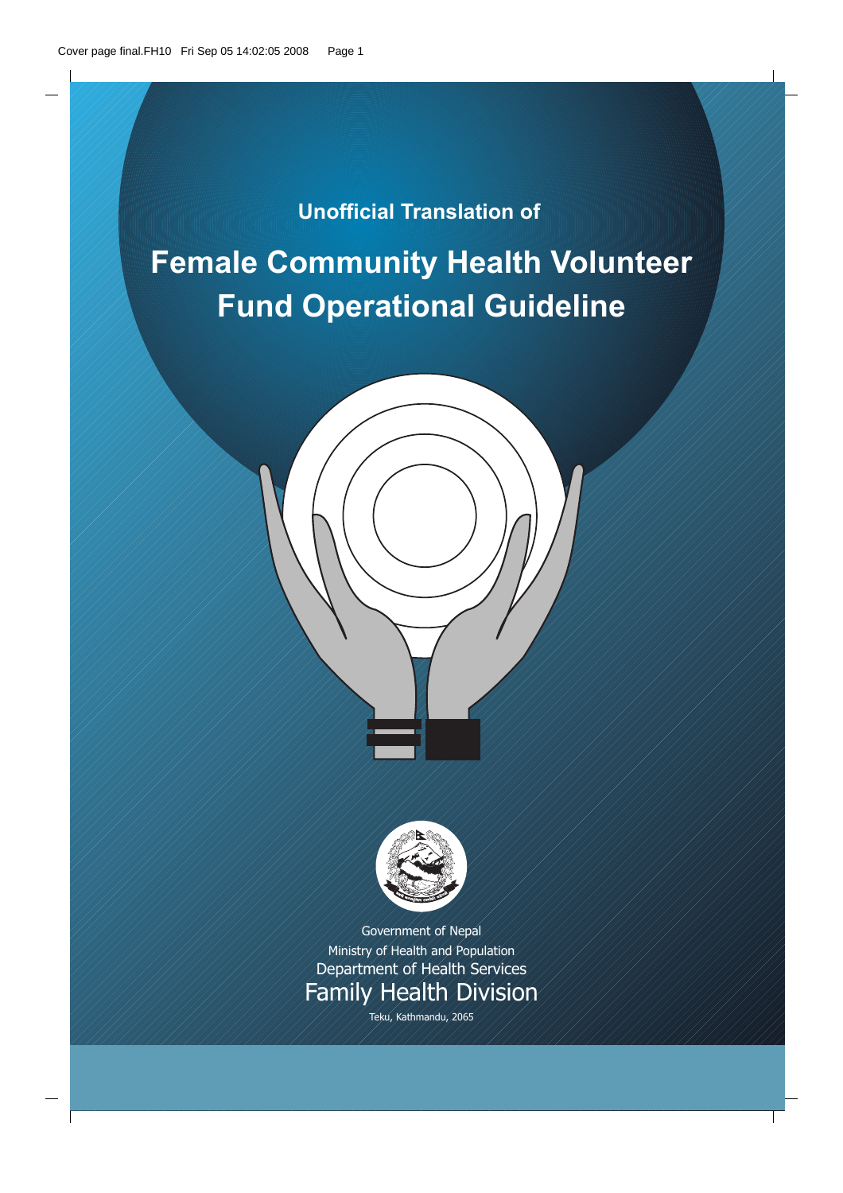Unofficial Translation of

# Female Community Health Volunteer Fund Operational Guideline

Government of Nepal

Ministry of Health and Population

Department of Health Services

Family Health Division

Teku, Kathmandu, 2065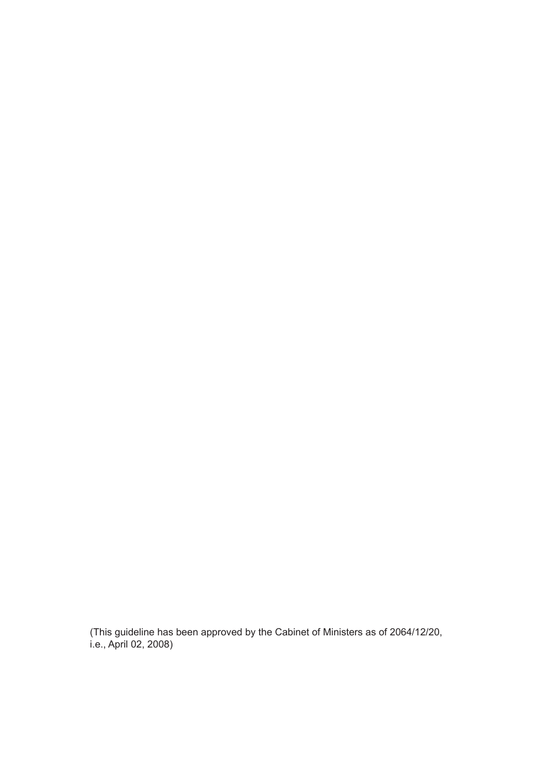(This guideline has been approved by the Cabinet of Ministers as of 2064/12/20, i.e., April 02, 2008)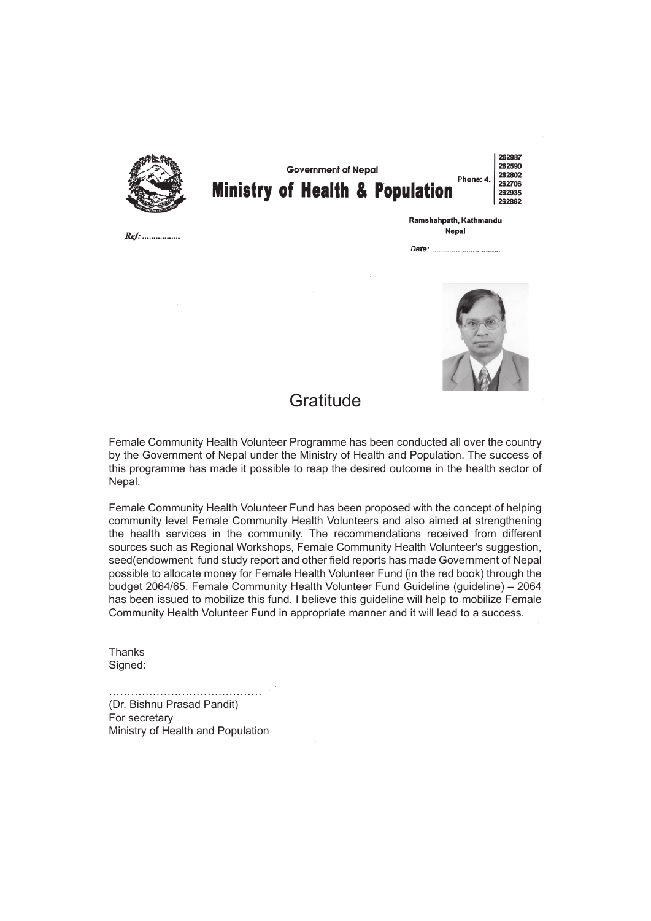Government of Nepal

**Ministry of Health & Population**

Phone: 4. 262987, 262590, 262802, 262706, 262935, 262862

Ramshahpath, Kathmandu
Nepal

*Ref: ...............*

*Date: ...............................*

# Gratitude

Female Community Health Volunteer Programme has been conducted all over the country by the Government of Nepal under the Ministry of Health and Population. The success of this programme has made it possible to reap the desired outcome in the health sector of Nepal.

Female Community Health Volunteer Fund has been proposed with the concept of helping community level Female Community Health Volunteers and also aimed at strengthening the health services in the community. The recommendations received from different sources such as Regional Workshops, Female Community Health Volunteer's suggestion, seed(endowment fund study report and other field reports has made Government of Nepal possible to allocate money for Female Health Volunteer Fund (in the red book) through the budget 2064/65. Female Community Health Volunteer Fund Guideline (guideline) – 2064 has been issued to mobilize this fund. I believe this guideline will help to mobilize Female Community Health Volunteer Fund in appropriate manner and it will lead to a success.

Thanks
Signed:

…………………………………
(Dr. Bishnu Prasad Pandit)
For secretary
Ministry of Health and Population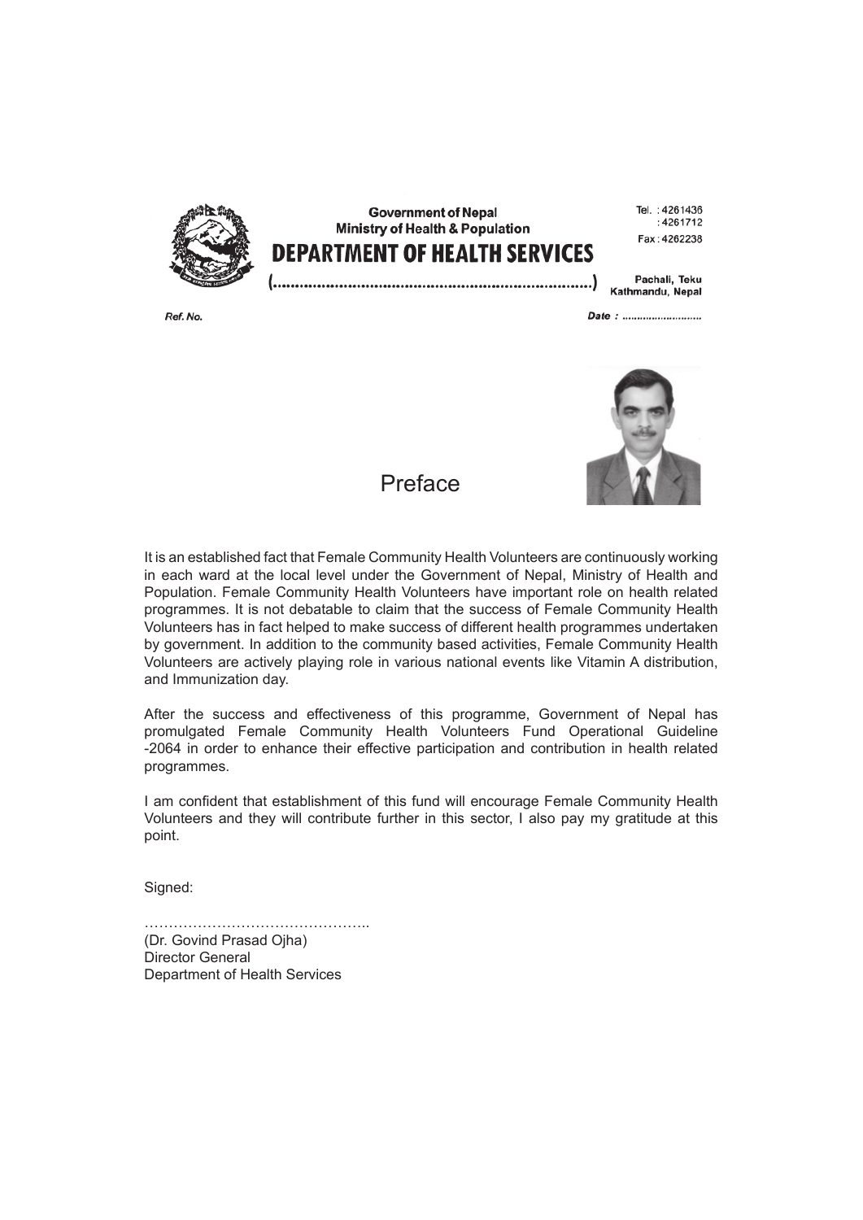**Government of Nepal**
**Ministry of Health & Population**
# DEPARTMENT OF HEALTH SERVICES

(.......................................................................)

Tel. : 4261436
: 4261712
Fax : 4262238

Pachali, Teku
Kathmandu, Nepal

*Ref. No.*

*Date :* ...........................

## Preface

It is an established fact that Female Community Health Volunteers are continuously working in each ward at the local level under the Government of Nepal, Ministry of Health and Population. Female Community Health Volunteers have important role on health related programmes. It is not debatable to claim that the success of Female Community Health Volunteers has in fact helped to make success of different health programmes undertaken by government. In addition to the community based activities, Female Community Health Volunteers are actively playing role in various national events like Vitamin A distribution, and Immunization day.

After the success and effectiveness of this programme, Government of Nepal has promulgated Female Community Health Volunteers Fund Operational Guideline -2064 in order to enhance their effective participation and contribution in health related programmes.

I am confident that establishment of this fund will encourage Female Community Health Volunteers and they will contribute further in this sector, I also pay my gratitude at this point.

Signed:

………………………………………..
(Dr. Govind Prasad Ojha)
Director General
Department of Health Services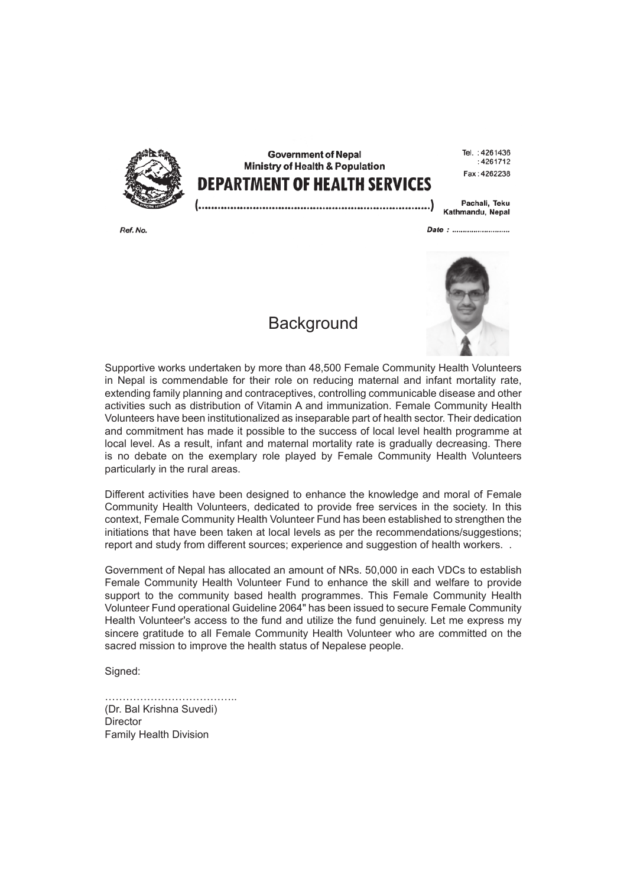Government of Nepal
Ministry of Health & Population
**DEPARTMENT OF HEALTH SERVICES**
(......................................................................)

Tel. : 4261436
: 4261712
Fax : 4262238

Pachali, Teku
Kathmandu, Nepal

*Ref. No.*

*Date : ..........................*

# Background

Supportive works undertaken by more than 48,500 Female Community Health Volunteers in Nepal is commendable for their role on reducing maternal and infant mortality rate, extending family planning and contraceptives, controlling communicable disease and other activities such as distribution of Vitamin A and immunization. Female Community Health Volunteers have been institutionalized as inseparable part of health sector. Their dedication and commitment has made it possible to the success of local level health programme at local level. As a result, infant and maternal mortality rate is gradually decreasing. There is no debate on the exemplary role played by Female Community Health Volunteers particularly in the rural areas.

Different activities have been designed to enhance the knowledge and moral of Female Community Health Volunteers, dedicated to provide free services in the society. In this context, Female Community Health Volunteer Fund has been established to strengthen the initiations that have been taken at local levels as per the recommendations/suggestions; report and study from different sources; experience and suggestion of health workers. .

Government of Nepal has allocated an amount of NRs. 50,000 in each VDCs to establish Female Community Health Volunteer Fund to enhance the skill and welfare to provide support to the community based health programmes. This Female Community Health Volunteer Fund operational Guideline 2064" has been issued to secure Female Community Health Volunteer's access to the fund and utilize the fund genuinely. Let me express my sincere gratitude to all Female Community Health Volunteer who are committed on the sacred mission to improve the health status of Nepalese people.

Signed:

………………………………..
(Dr. Bal Krishna Suvedi)
Director
Family Health Division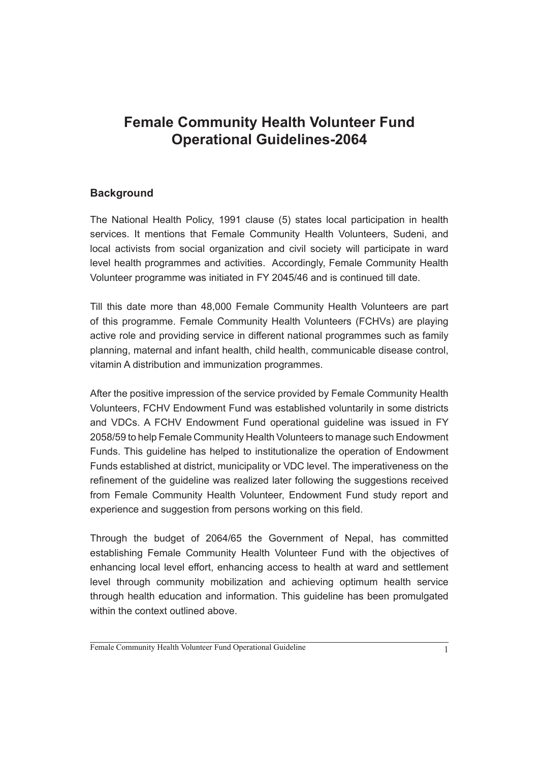# Female Community Health Volunteer Fund Operational Guidelines-2064

## Background

The National Health Policy, 1991 clause (5) states local participation in health services. It mentions that Female Community Health Volunteers, Sudeni, and local activists from social organization and civil society will participate in ward level health programmes and activities. Accordingly, Female Community Health Volunteer programme was initiated in FY 2045/46 and is continued till date.

Till this date more than 48,000 Female Community Health Volunteers are part of this programme. Female Community Health Volunteers (FCHVs) are playing active role and providing service in different national programmes such as family planning, maternal and infant health, child health, communicable disease control, vitamin A distribution and immunization programmes.

After the positive impression of the service provided by Female Community Health Volunteers, FCHV Endowment Fund was established voluntarily in some districts and VDCs. A FCHV Endowment Fund operational guideline was issued in FY 2058/59 to help Female Community Health Volunteers to manage such Endowment Funds. This guideline has helped to institutionalize the operation of Endowment Funds established at district, municipality or VDC level. The imperativeness on the refinement of the guideline was realized later following the suggestions received from Female Community Health Volunteer, Endowment Fund study report and experience and suggestion from persons working on this field.

Through the budget of 2064/65 the Government of Nepal, has committed establishing Female Community Health Volunteer Fund with the objectives of enhancing local level effort, enhancing access to health at ward and settlement level through community mobilization and achieving optimum health service through health education and information. This guideline has been promulgated within the context outlined above.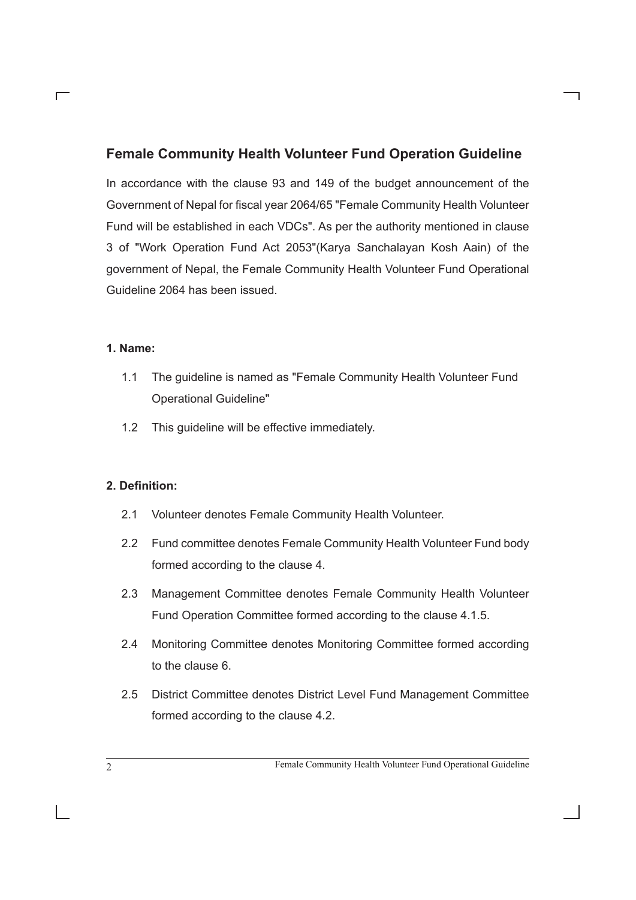## Female Community Health Volunteer Fund Operation Guideline

In accordance with the clause 93 and 149 of the budget announcement of the Government of Nepal for fiscal year 2064/65 "Female Community Health Volunteer Fund will be established in each VDCs". As per the authority mentioned in clause 3 of "Work Operation Fund Act 2053"(Karya Sanchalayan Kosh Aain) of the government of Nepal, the Female Community Health Volunteer Fund Operational Guideline 2064 has been issued.

### 1. Name:

1.1 The guideline is named as "Female Community Health Volunteer Fund Operational Guideline"

1.2 This guideline will be effective immediately.

### 2. Definition:

2.1 Volunteer denotes Female Community Health Volunteer.

2.2 Fund committee denotes Female Community Health Volunteer Fund body formed according to the clause 4.

2.3 Management Committee denotes Female Community Health Volunteer Fund Operation Committee formed according to the clause 4.1.5.

2.4 Monitoring Committee denotes Monitoring Committee formed according to the clause 6.

2.5 District Committee denotes District Level Fund Management Committee formed according to the clause 4.2.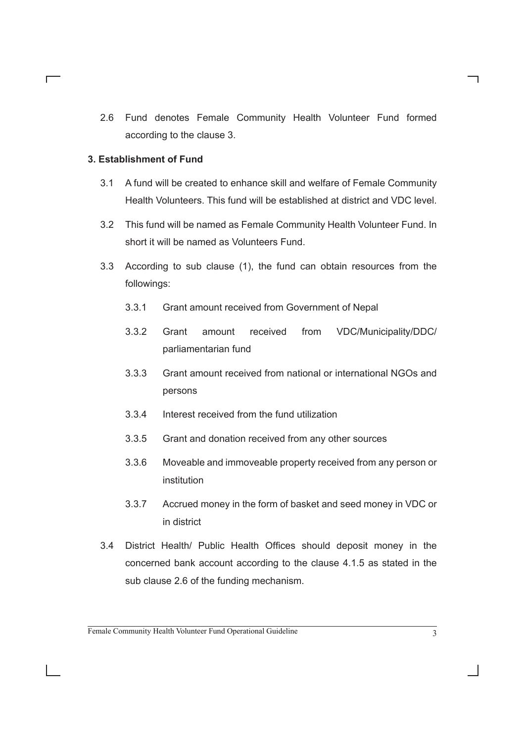2.6 Fund denotes Female Community Health Volunteer Fund formed according to the clause 3.

## 3. Establishment of Fund

3.1 A fund will be created to enhance skill and welfare of Female Community Health Volunteers. This fund will be established at district and VDC level.

3.2 This fund will be named as Female Community Health Volunteer Fund. In short it will be named as Volunteers Fund.

3.3 According to sub clause (1), the fund can obtain resources from the followings:

- 3.3.1 Grant amount received from Government of Nepal
- 3.3.2 Grant amount received from VDC/Municipality/DDC/ parliamentarian fund
- 3.3.3 Grant amount received from national or international NGOs and persons
- 3.3.4 Interest received from the fund utilization
- 3.3.5 Grant and donation received from any other sources
- 3.3.6 Moveable and immoveable property received from any person or institution
- 3.3.7 Accrued money in the form of basket and seed money in VDC or in district

3.4 District Health/ Public Health Offices should deposit money in the concerned bank account according to the clause 4.1.5 as stated in the sub clause 2.6 of the funding mechanism.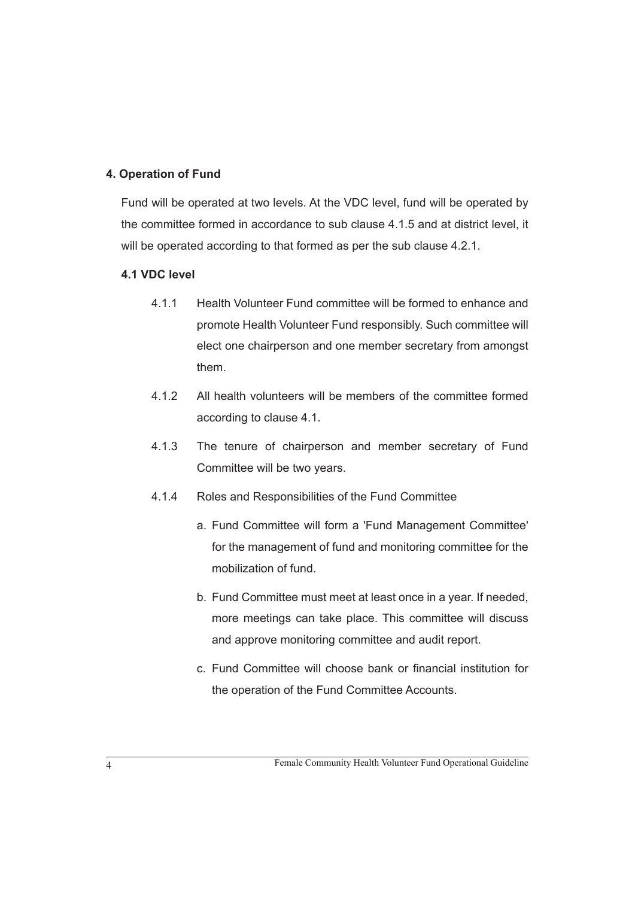## 4. Operation of Fund

Fund will be operated at two levels. At the VDC level, fund will be operated by the committee formed in accordance to sub clause 4.1.5 and at district level, it will be operated according to that formed as per the sub clause 4.2.1.

### 4.1 VDC level

4.1.1 Health Volunteer Fund committee will be formed to enhance and promote Health Volunteer Fund responsibly. Such committee will elect one chairperson and one member secretary from amongst them.

4.1.2 All health volunteers will be members of the committee formed according to clause 4.1.

4.1.3 The tenure of chairperson and member secretary of Fund Committee will be two years.

4.1.4 Roles and Responsibilities of the Fund Committee

a. Fund Committee will form a 'Fund Management Committee' for the management of fund and monitoring committee for the mobilization of fund.

b. Fund Committee must meet at least once in a year. If needed, more meetings can take place. This committee will discuss and approve monitoring committee and audit report.

c. Fund Committee will choose bank or financial institution for the operation of the Fund Committee Accounts.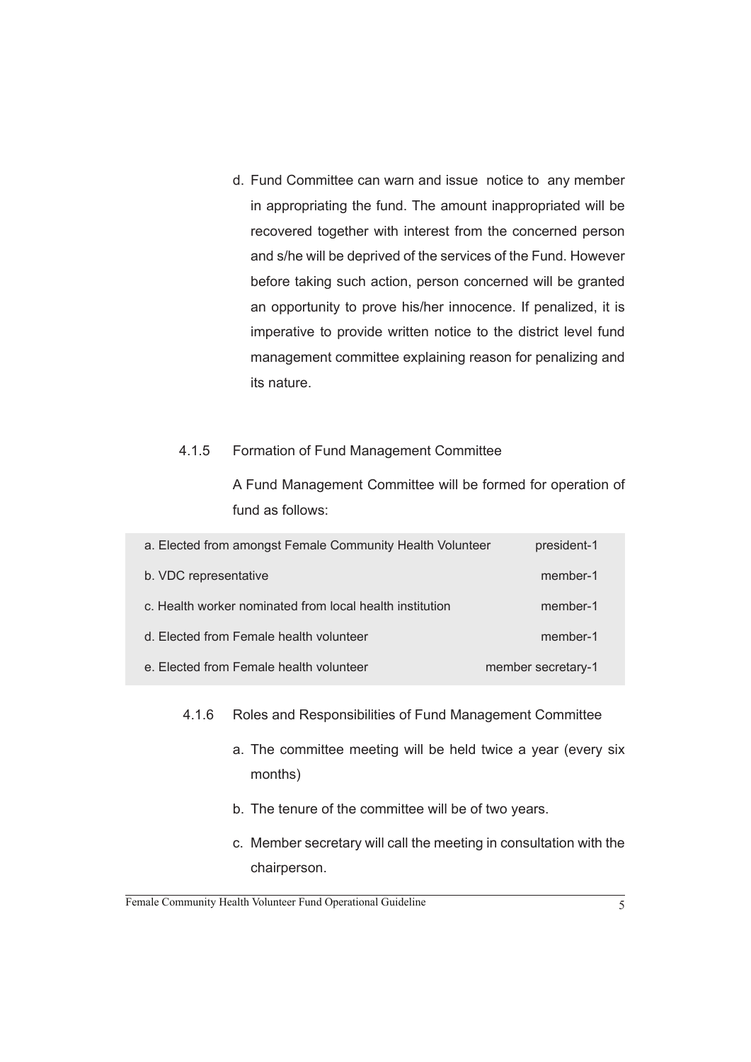d. Fund Committee can warn and issue notice to any member in appropriating the fund. The amount inappropriated will be recovered together with interest from the concerned person and s/he will be deprived of the services of the Fund. However before taking such action, person concerned will be granted an opportunity to prove his/her innocence. If penalized, it is imperative to provide written notice to the district level fund management committee explaining reason for penalizing and its nature.

### 4.1.5 Formation of Fund Management Committee

A Fund Management Committee will be formed for operation of fund as follows:

| | |
|---|---|
| a. Elected from amongst Female Community Health Volunteer | president-1 |
| b. VDC representative | member-1 |
| c. Health worker nominated from local health institution | member-1 |
| d. Elected from Female health volunteer | member-1 |
| e. Elected from Female health volunteer | member secretary-1 |

### 4.1.6 Roles and Responsibilities of Fund Management Committee

a. The committee meeting will be held twice a year (every six months)

b. The tenure of the committee will be of two years.

c. Member secretary will call the meeting in consultation with the chairperson.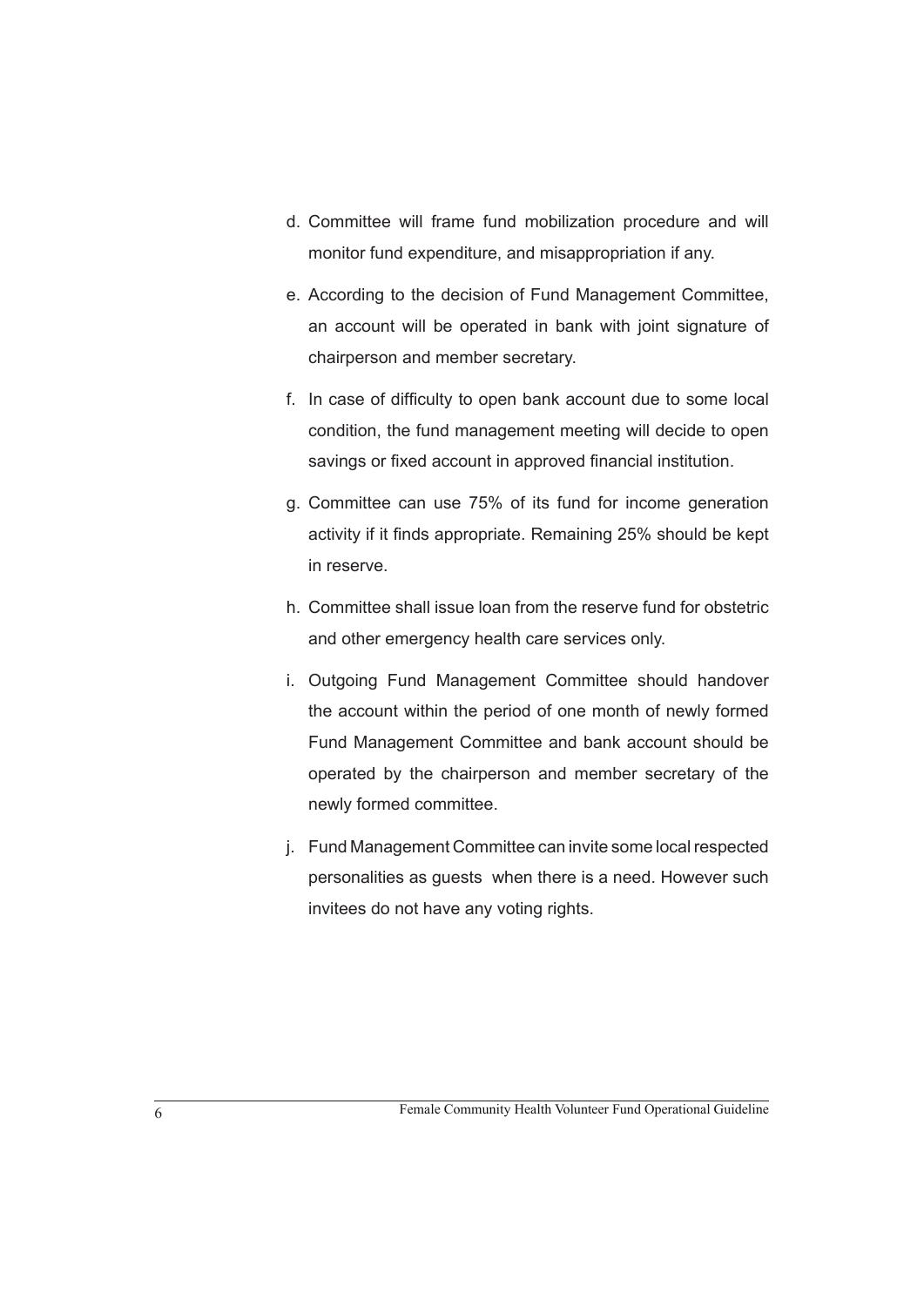d. Committee will frame fund mobilization procedure and will monitor fund expenditure, and misappropriation if any.

e. According to the decision of Fund Management Committee, an account will be operated in bank with joint signature of chairperson and member secretary.

f. In case of difficulty to open bank account due to some local condition, the fund management meeting will decide to open savings or fixed account in approved financial institution.

g. Committee can use 75% of its fund for income generation activity if it finds appropriate. Remaining 25% should be kept in reserve.

h. Committee shall issue loan from the reserve fund for obstetric and other emergency health care services only.

i. Outgoing Fund Management Committee should handover the account within the period of one month of newly formed Fund Management Committee and bank account should be operated by the chairperson and member secretary of the newly formed committee.

j. Fund Management Committee can invite some local respected personalities as guests when there is a need. However such invitees do not have any voting rights.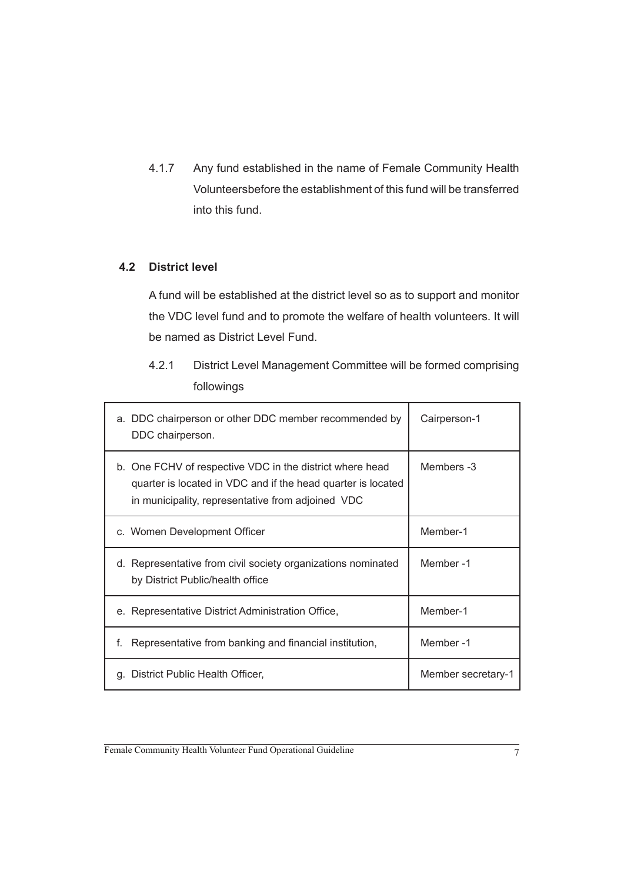4.1.7 Any fund established in the name of Female Community Health Volunteersbefore the establishment of this fund will be transferred into this fund.

## 4.2 District level

A fund will be established at the district level so as to support and monitor the VDC level fund and to promote the welfare of health volunteers. It will be named as District Level Fund.

4.2.1 District Level Management Committee will be formed comprising followings

| | |
|---|---|
| a. DDC chairperson or other DDC member recommended by DDC chairperson. | Cairperson-1 |
| b. One FCHV of respective VDC in the district where head quarter is located in VDC and if the head quarter is located in municipality, representative from adjoined VDC | Members -3 |
| c. Women Development Officer | Member-1 |
| d. Representative from civil society organizations nominated by District Public/health office | Member -1 |
| e. Representative District Administration Office, | Member-1 |
| f. Representative from banking and financial institution, | Member -1 |
| g. District Public Health Officer, | Member secretary-1 |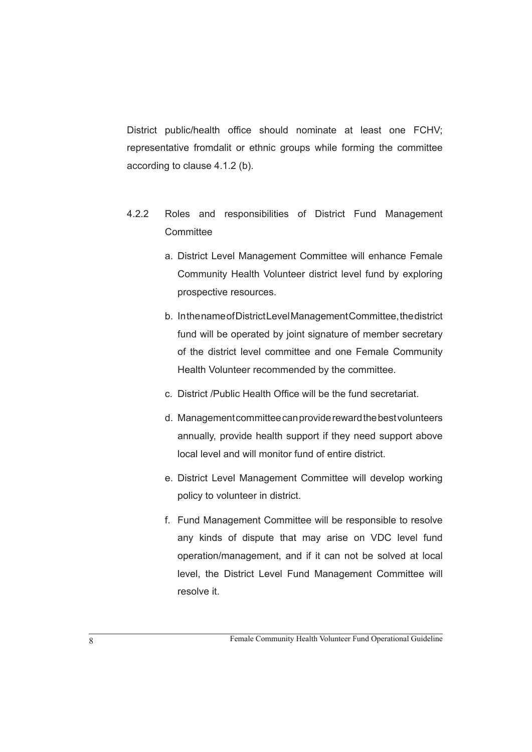District public/health office should nominate at least one FCHV; representative fromdalit or ethnic groups while forming the committee according to clause 4.1.2 (b).

4.2.2 Roles and responsibilities of District Fund Management Committee

a. District Level Management Committee will enhance Female Community Health Volunteer district level fund by exploring prospective resources.

b. In the name of District Level Management Committee, the district fund will be operated by joint signature of member secretary of the district level committee and one Female Community Health Volunteer recommended by the committee.

c. District /Public Health Office will be the fund secretariat.

d. Management committee can provide reward the best volunteers annually, provide health support if they need support above local level and will monitor fund of entire district.

e. District Level Management Committee will develop working policy to volunteer in district.

f. Fund Management Committee will be responsible to resolve any kinds of dispute that may arise on VDC level fund operation/management, and if it can not be solved at local level, the District Level Fund Management Committee will resolve it.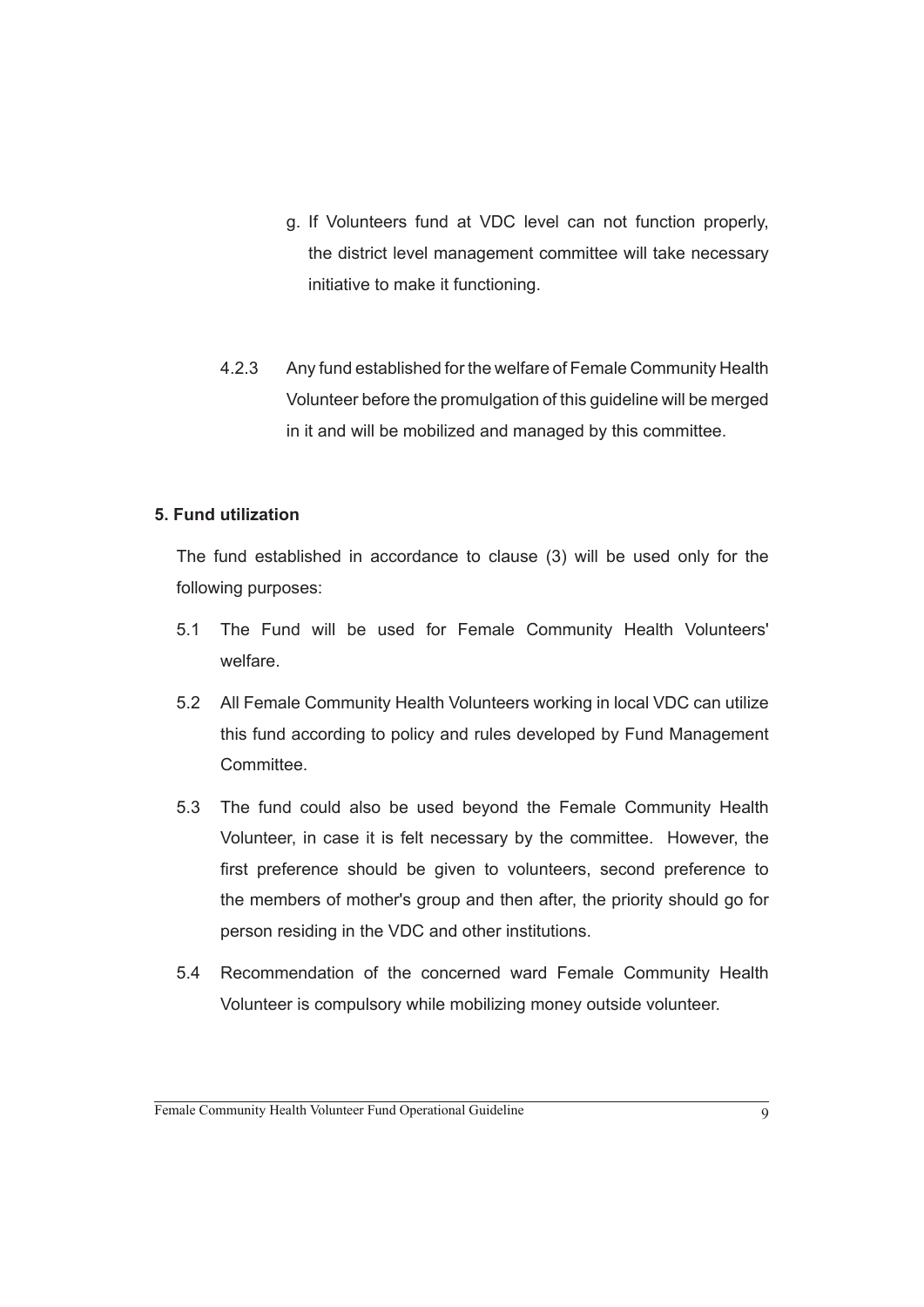g. If Volunteers fund at VDC level can not function properly, the district level management committee will take necessary initiative to make it functioning.

4.2.3 Any fund established for the welfare of Female Community Health Volunteer before the promulgation of this guideline will be merged in it and will be mobilized and managed by this committee.

**5. Fund utilization**

The fund established in accordance to clause (3) will be used only for the following purposes:

5.1 The Fund will be used for Female Community Health Volunteers' welfare.

5.2 All Female Community Health Volunteers working in local VDC can utilize this fund according to policy and rules developed by Fund Management Committee.

5.3 The fund could also be used beyond the Female Community Health Volunteer, in case it is felt necessary by the committee. However, the first preference should be given to volunteers, second preference to the members of mother's group and then after, the priority should go for person residing in the VDC and other institutions.

5.4 Recommendation of the concerned ward Female Community Health Volunteer is compulsory while mobilizing money outside volunteer.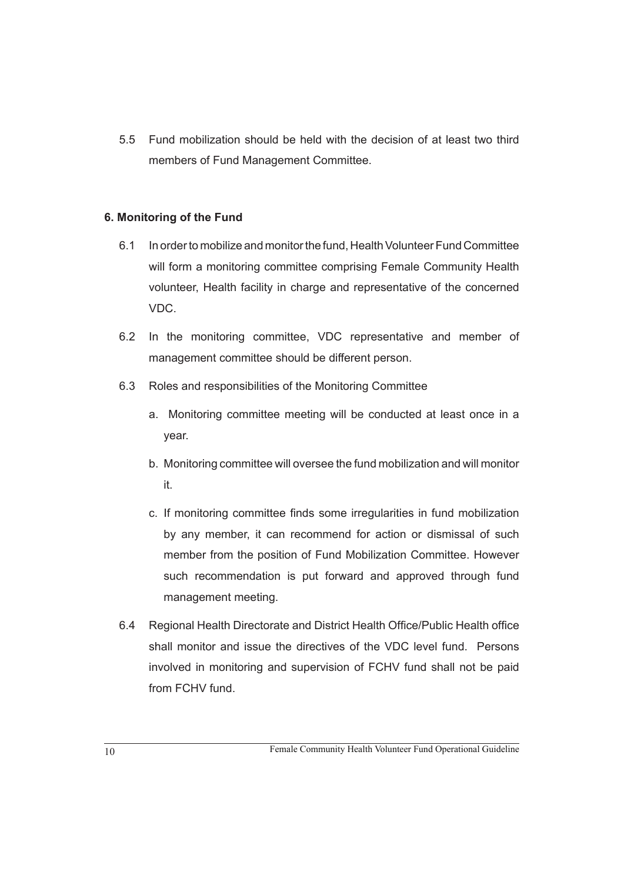5.5 Fund mobilization should be held with the decision of at least two third members of Fund Management Committee.

**6. Monitoring of the Fund**

6.1 In order to mobilize and monitor the fund, Health Volunteer Fund Committee will form a monitoring committee comprising Female Community Health volunteer, Health facility in charge and representative of the concerned VDC.

6.2 In the monitoring committee, VDC representative and member of management committee should be different person.

6.3 Roles and responsibilities of the Monitoring Committee

a. Monitoring committee meeting will be conducted at least once in a year.

b. Monitoring committee will oversee the fund mobilization and will monitor it.

c. If monitoring committee finds some irregularities in fund mobilization by any member, it can recommend for action or dismissal of such member from the position of Fund Mobilization Committee. However such recommendation is put forward and approved through fund management meeting.

6.4 Regional Health Directorate and District Health Office/Public Health office shall monitor and issue the directives of the VDC level fund. Persons involved in monitoring and supervision of FCHV fund shall not be paid from FCHV fund.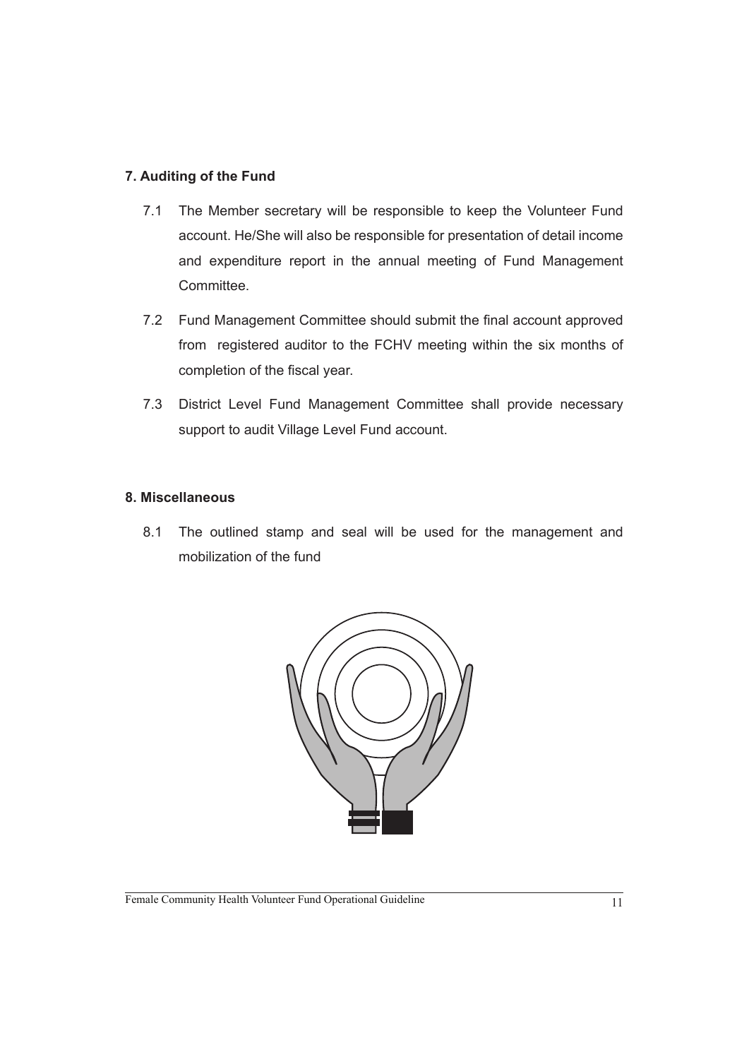## 7. Auditing of the Fund

7.1 The Member secretary will be responsible to keep the Volunteer Fund account. He/She will also be responsible for presentation of detail income and expenditure report in the annual meeting of Fund Management Committee.

7.2 Fund Management Committee should submit the final account approved from registered auditor to the FCHV meeting within the six months of completion of the fiscal year.

7.3 District Level Fund Management Committee shall provide necessary support to audit Village Level Fund account.

## 8. Miscellaneous

8.1 The outlined stamp and seal will be used for the management and mobilization of the fund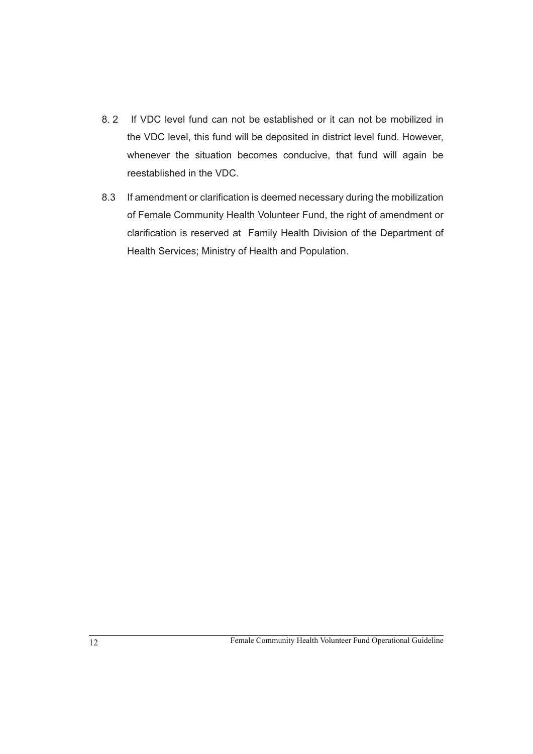8.2 If VDC level fund can not be established or it can not be mobilized in the VDC level, this fund will be deposited in district level fund. However, whenever the situation becomes conducive, that fund will again be reestablished in the VDC.

8.3 If amendment or clarification is deemed necessary during the mobilization of Female Community Health Volunteer Fund, the right of amendment or clarification is reserved at Family Health Division of the Department of Health Services; Ministry of Health and Population.